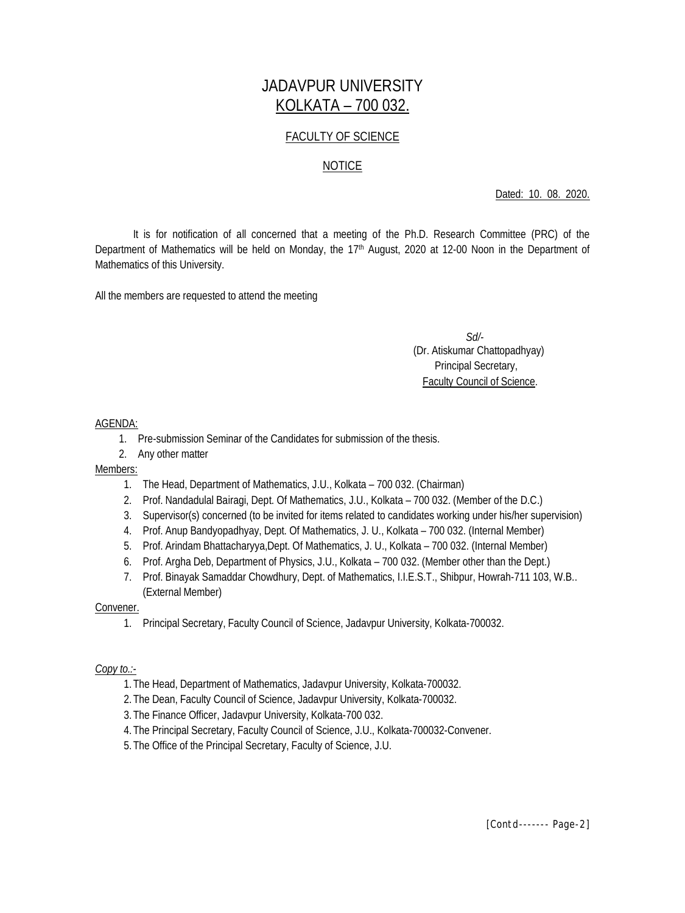# JADAVPUR UNIVERSITY
## KOLKATA – 700 032.

### FACULTY OF SCIENCE

### NOTICE

Dated: 10. 08. 2020.

It is for notification of all concerned that a meeting of the Ph.D. Research Committee (PRC) of the Department of Mathematics will be held on Monday, the 17th August, 2020 at 12-00 Noon in the Department of Mathematics of this University.

All the members are requested to attend the meeting

*Sd/-*
(Dr. Atiskumar Chattopadhyay)
Principal Secretary,
Faculty Council of Science.

AGENDA:

1. Pre-submission Seminar of the Candidates for submission of the thesis.
2. Any other matter

Members:

1. The Head, Department of Mathematics, J.U., Kolkata – 700 032. (Chairman)
2. Prof. Nandadulal Bairagi, Dept. Of Mathematics, J.U., Kolkata – 700 032. (Member of the D.C.)
3. Supervisor(s) concerned (to be invited for items related to candidates working under his/her supervision)
4. Prof. Anup Bandyopadhyay, Dept. Of Mathematics, J. U., Kolkata – 700 032. (Internal Member)
5. Prof. Arindam Bhattacharyya,Dept. Of Mathematics, J. U., Kolkata – 700 032. (Internal Member)
6. Prof. Argha Deb, Department of Physics, J.U., Kolkata – 700 032. (Member other than the Dept.)
7. Prof. Binayak Samaddar Chowdhury, Dept. of Mathematics, I.I.E.S.T., Shibpur, Howrah-711 103, W.B.. (External Member)

Convener.

1. Principal Secretary, Faculty Council of Science, Jadavpur University, Kolkata-700032.

*Copy to.:-*

1. The Head, Department of Mathematics, Jadavpur University, Kolkata-700032.
2. The Dean, Faculty Council of Science, Jadavpur University, Kolkata-700032.
3. The Finance Officer, Jadavpur University, Kolkata-700 032.
4. The Principal Secretary, Faculty Council of Science, J.U., Kolkata-700032-Convener.
5. The Office of the Principal Secretary, Faculty of Science, J.U.

[Contd------- Page-2]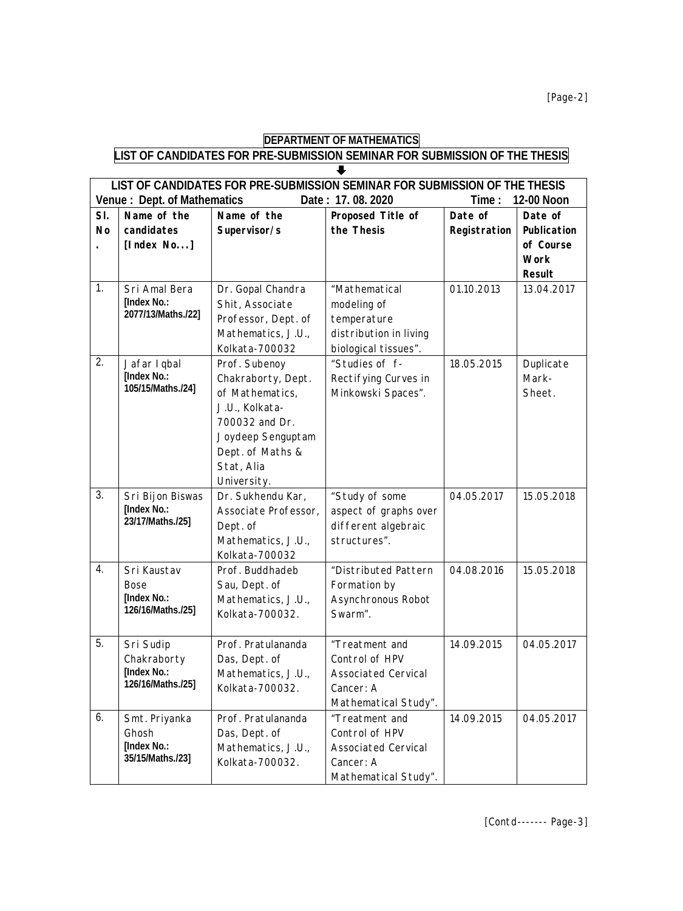## DEPARTMENT OF MATHEMATICS

## LIST OF CANDIDATES FOR PRE-SUBMISSION SEMINAR FOR SUBMISSION OF THE THESIS

**LIST OF CANDIDATES FOR PRE-SUBMISSION SEMINAR FOR SUBMISSION OF THE THESIS**

**Venue : Dept. of Mathematics Date : 17. 08. 2020 Time : 12-00 Noon**

| Sl. No. | Name of the candidates [Index No...] | Name of the Supervisor/s | Proposed Title of the Thesis | Date of Registration | Date of Publication of Course Work Result |
|---|---|---|---|---|---|
| 1. | Sri Amal Bera [Index No.: 2077/13/Maths./22] | Dr. Gopal Chandra Shit, Associate Professor, Dept. of Mathematics, J.U., Kolkata-700032 | "Mathematical modeling of temperature distribution in living biological tissues". | 01.10.2013 | 13.04.2017 |
| 2. | Jafar Iqbal [Index No.: 105/15/Maths./24] | Prof. Subenoy Chakraborty, Dept. of Mathematics, J.U., Kolkata-700032 and Dr. Joydeep Senguptam Dept. of Maths & Stat, Alia University. | "Studies of f-Rectifying Curves in Minkowski Spaces". | 18.05.2015 | Duplicate Mark-Sheet. |
| 3. | Sri Bijon Biswas [Index No.: 23/17/Maths./25] | Dr. Sukhendu Kar, Associate Professor, Dept. of Mathematics, J.U., Kolkata-700032 | "Study of some aspect of graphs over different algebraic structures". | 04.05.2017 | 15.05.2018 |
| 4. | Sri Kaustav Bose [Index No.: 126/16/Maths./25] | Prof. Buddhadeb Sau, Dept. of Mathematics, J.U., Kolkata-700032. | "Distributed Pattern Formation by Asynchronous Robot Swarm". | 04.08.2016 | 15.05.2018 |
| 5. | Sri Sudip Chakraborty [Index No.: 126/16/Maths./25] | Prof. Pratulananda Das, Dept. of Mathematics, J.U., Kolkata-700032. | "Treatment and Control of HPV Associated Cervical Cancer: A Mathematical Study". | 14.09.2015 | 04.05.2017 |
| 6. | Smt. Priyanka Ghosh [Index No.: 35/15/Maths./23] | Prof. Pratulananda Das, Dept. of Mathematics, J.U., Kolkata-700032. | "Treatment and Control of HPV Associated Cervical Cancer: A Mathematical Study". | 14.09.2015 | 04.05.2017 |

[Contd------- Page-3]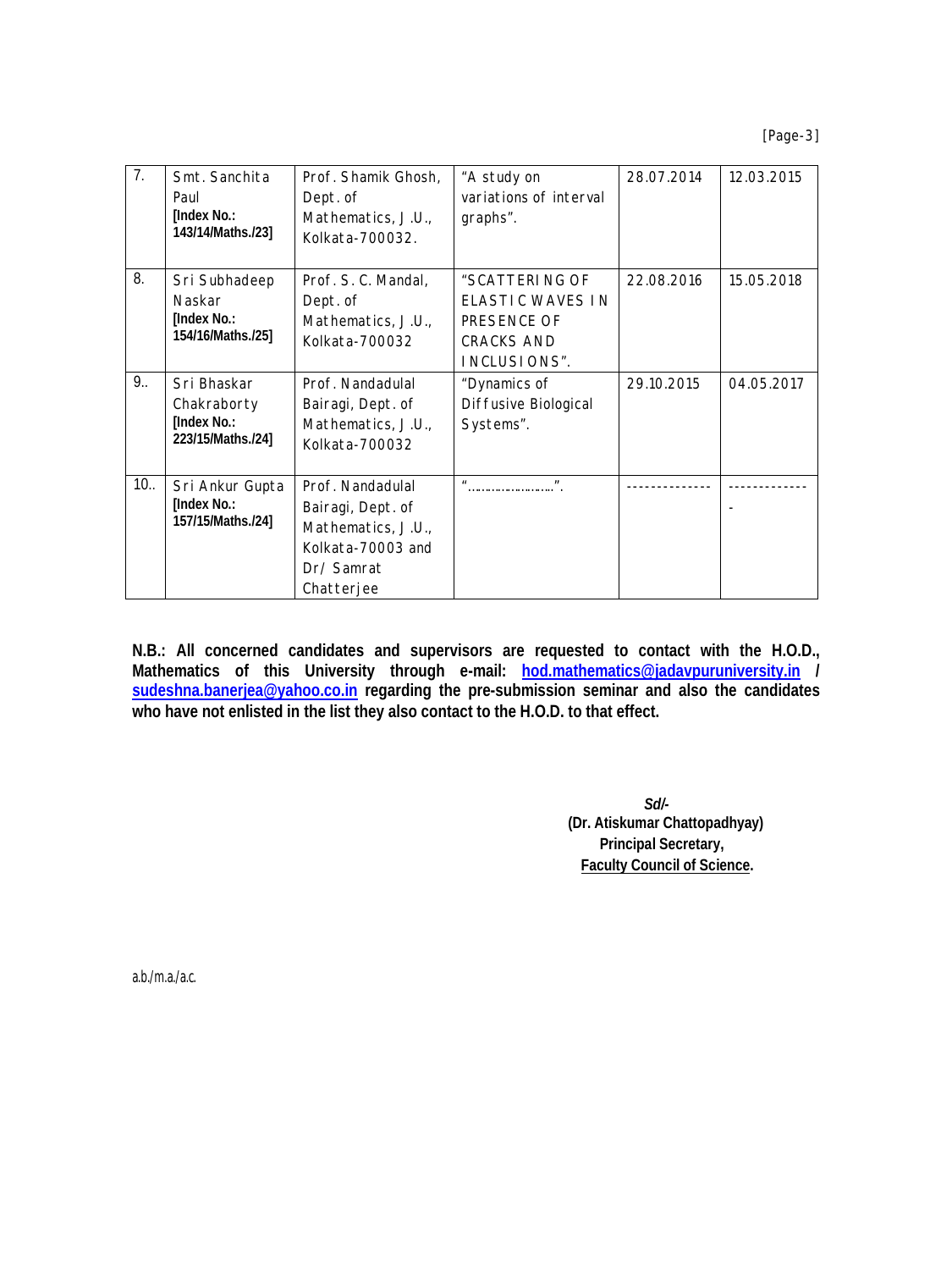| | | | | | |
|---|---|---|---|---|---|
| 7. | Smt. Sanchita Paul **[Index No.: 143/14/Maths./23]** | Prof. Shamik Ghosh, Dept. of Mathematics, J.U., Kolkata-700032. | "A study on variations of interval graphs". | 28.07.2014 | 12.03.2015 |
| 8. | Sri Subhadeep Naskar **[Index No.: 154/16/Maths./25]** | Prof. S. C. Mandal, Dept. of Mathematics, J.U., Kolkata-700032 | "SCATTERING OF ELASTIC WAVES IN PRESENCE OF CRACKS AND INCLUSIONS". | 22.08.2016 | 15.05.2018 |
| 9.. | Sri Bhaskar Chakraborty **[Index No.: 223/15/Maths./24]** | Prof. Nandadulal Bairagi, Dept. of Mathematics, J.U., Kolkata-700032 | "Dynamics of Diffusive Biological Systems". | 29.10.2015 | 04.05.2017 |
| 10.. | Sri Ankur Gupta **[Index No.: 157/15/Maths./24]** | Prof. Nandadulal Bairagi, Dept. of Mathematics, J.U., Kolkata-70003 and Dr/ Samrat Chatterjee | "……………………". | -------------- | -------------- |

**N.B.: All concerned candidates and supervisors are requested to contact with the H.O.D., Mathematics of this University through e-mail: hod.mathematics@jadavpuruniversity.in / sudeshna.banerjea@yahoo.co.in regarding the pre-submission seminar and also the candidates who have not enlisted in the list they also contact to the H.O.D. to that effect.**

***Sd/-***
**(Dr. Atiskumar Chattopadhyay)**
**Principal Secretary,**
**Faculty Council of Science.**

a.b./m.a./a.c.